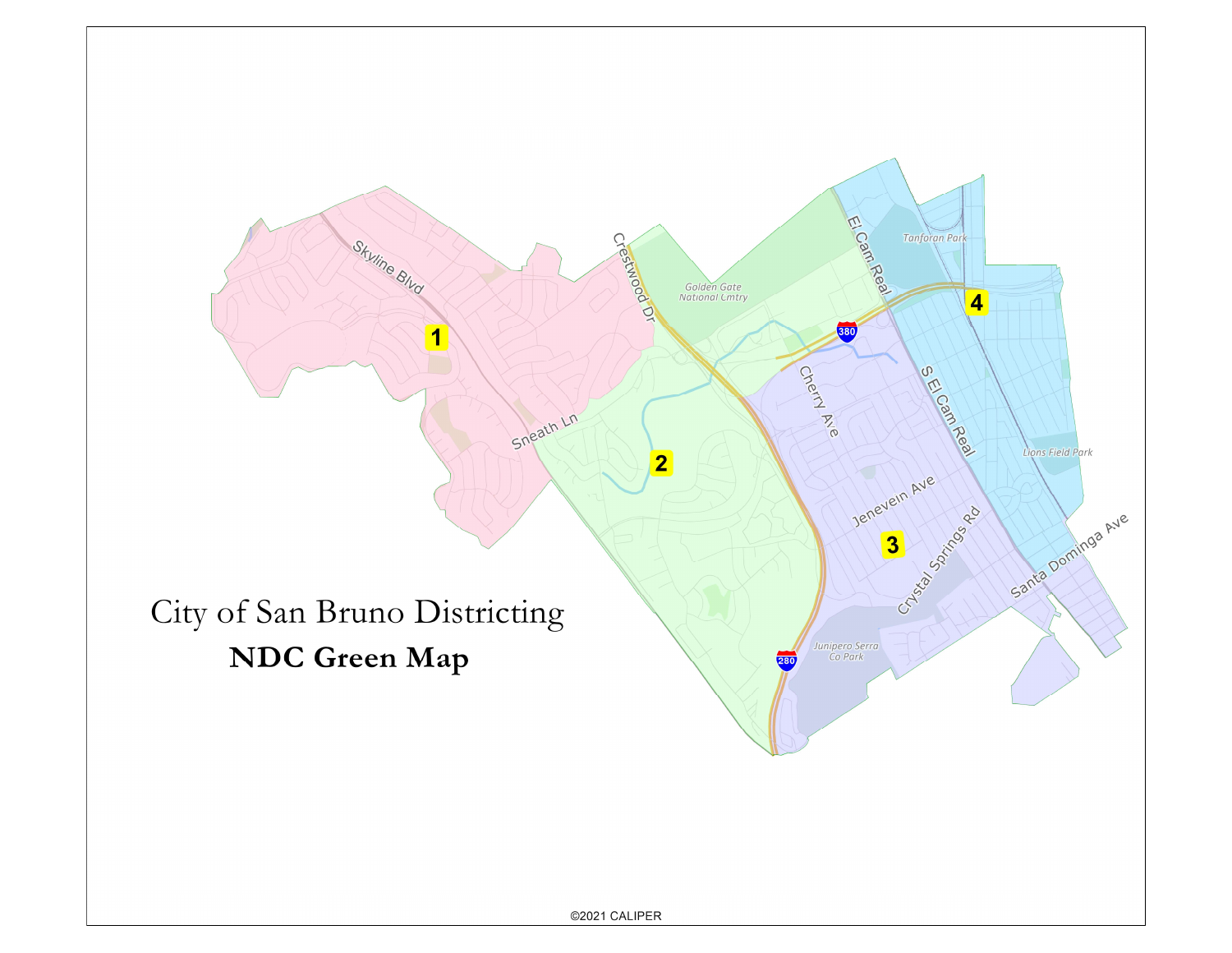# City of San Bruno Districting

**NDC Green Map**

1

2

3

4

Skyline Blvd

Sneath Ln

Crestwood Dr

Golden Gate National Cmtry

El Cam Real

Tanforan Park

380

Cherry Ave

S El Cam Real

Lions Field Park

Jenevein Ave

Crystal Springs Rd

Santa Dominga Ave

Junipero Serra Co Park

280

©2021 CALIPER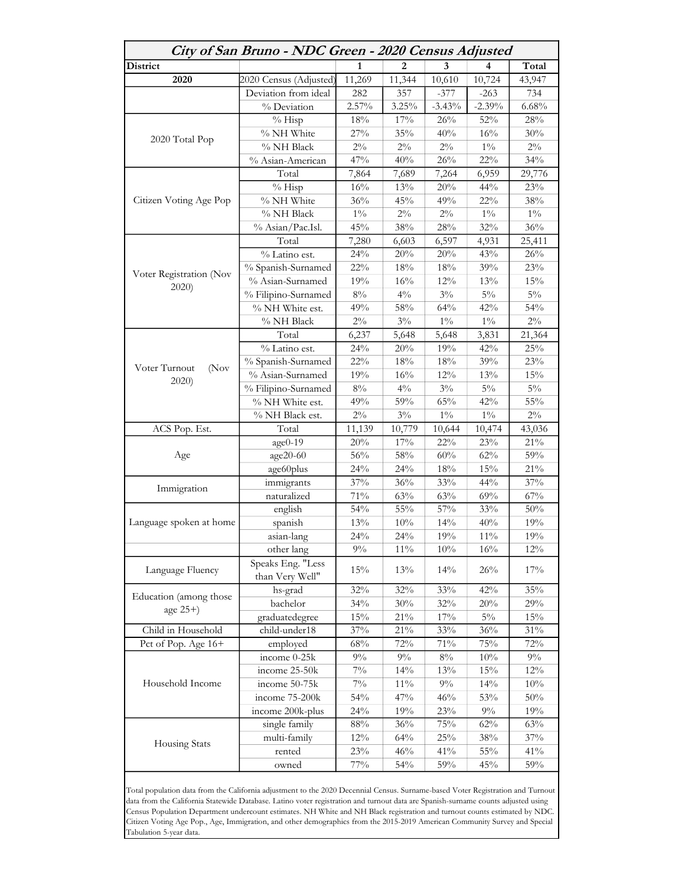| City of San Bruno - NDC Green - 2020 Census Adjusted | | | | | | |
|---|---|---|---|---|---|---|
| **District** | | **1** | **2** | **3** | **4** | **Total** |
| **2020** | 2020 Census (Adjusted) | 11,269 | 11,344 | 10,610 | 10,724 | 43,947 |
| | Deviation from ideal | 282 | 357 | -377 | -263 | 734 |
| | % Deviation | 2.57% | 3.25% | -3.43% | -2.39% | 6.68% |
| 2020 Total Pop | % Hisp | 18% | 17% | 26% | 52% | 28% |
| | % NH White | 27% | 35% | 40% | 16% | 30% |
| | % NH Black | 2% | 2% | 2% | 1% | 2% |
| | % Asian-American | 47% | 40% | 26% | 22% | 34% |
| Citizen Voting Age Pop | Total | 7,864 | 7,689 | 7,264 | 6,959 | 29,776 |
| | % Hisp | 16% | 13% | 20% | 44% | 23% |
| | % NH White | 36% | 45% | 49% | 22% | 38% |
| | % NH Black | 1% | 2% | 2% | 1% | 1% |
| | % Asian/Pac.Isl. | 45% | 38% | 28% | 32% | 36% |
| Voter Registration (Nov 2020) | Total | 7,280 | 6,603 | 6,597 | 4,931 | 25,411 |
| | % Latino est. | 24% | 20% | 20% | 43% | 26% |
| | % Spanish-Surnamed | 22% | 18% | 18% | 39% | 23% |
| | % Asian-Surnamed | 19% | 16% | 12% | 13% | 15% |
| | % Filipino-Surnamed | 8% | 4% | 3% | 5% | 5% |
| | % NH White est. | 49% | 58% | 64% | 42% | 54% |
| | % NH Black | 2% | 3% | 1% | 1% | 2% |
| Voter Turnout (Nov 2020) | Total | 6,237 | 5,648 | 5,648 | 3,831 | 21,364 |
| | % Latino est. | 24% | 20% | 19% | 42% | 25% |
| | % Spanish-Surnamed | 22% | 18% | 18% | 39% | 23% |
| | % Asian-Surnamed | 19% | 16% | 12% | 13% | 15% |
| | % Filipino-Surnamed | 8% | 4% | 3% | 5% | 5% |
| | % NH White est. | 49% | 59% | 65% | 42% | 55% |
| | % NH Black est. | 2% | 3% | 1% | 1% | 2% |
| ACS Pop. Est. | Total | 11,139 | 10,779 | 10,644 | 10,474 | 43,036 |
| Age | age0-19 | 20% | 17% | 22% | 23% | 21% |
| | age20-60 | 56% | 58% | 60% | 62% | 59% |
| | age60plus | 24% | 24% | 18% | 15% | 21% |
| Immigration | immigrants | 37% | 36% | 33% | 44% | 37% |
| | naturalized | 71% | 63% | 63% | 69% | 67% |
| Language spoken at home | english | 54% | 55% | 57% | 33% | 50% |
| | spanish | 13% | 10% | 14% | 40% | 19% |
| | asian-lang | 24% | 24% | 19% | 11% | 19% |
| | other lang | 9% | 11% | 10% | 16% | 12% |
| Language Fluency | Speaks Eng. "Less than Very Well" | 15% | 13% | 14% | 26% | 17% |
| Education (among those age 25+) | hs-grad | 32% | 32% | 33% | 42% | 35% |
| | bachelor | 34% | 30% | 32% | 20% | 29% |
| | graduatedegree | 15% | 21% | 17% | 5% | 15% |
| Child in Household | child-under18 | 37% | 21% | 33% | 36% | 31% |
| Pct of Pop. Age 16+ | employed | 68% | 72% | 71% | 75% | 72% |
| Household Income | income 0-25k | 9% | 9% | 8% | 10% | 9% |
| | income 25-50k | 7% | 14% | 13% | 15% | 12% |
| | income 50-75k | 7% | 11% | 9% | 14% | 10% |
| | income 75-200k | 54% | 47% | 46% | 53% | 50% |
| | income 200k-plus | 24% | 19% | 23% | 9% | 19% |
| Housing Stats | single family | 88% | 36% | 75% | 62% | 63% |
| | multi-family | 12% | 64% | 25% | 38% | 37% |
| | rented | 23% | 46% | 41% | 55% | 41% |
| | owned | 77% | 54% | 59% | 45% | 59% |

Total population data from the California adjustment to the 2020 Decennial Census. Surname-based Voter Registration and Turnout data from the California Statewide Database. Latino voter registration and turnout data are Spanish-surname counts adjusted using Census Population Department undercount estimates. NH White and NH Black registration and turnout counts estimated by NDC. Citizen Voting Age Pop., Age, Immigration, and other demographics from the 2015-2019 American Community Survey and Special Tabulation 5-year data.